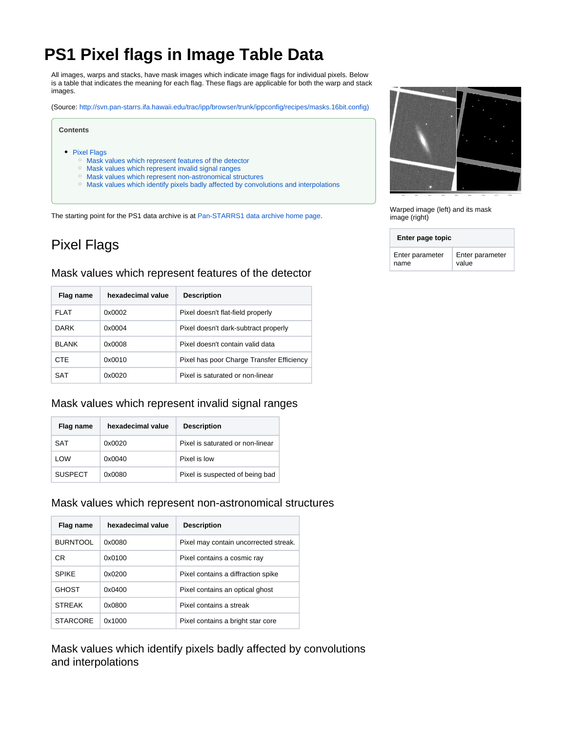# PS1 Pixel flags in Image Table Data

All images, warps and stacks, have mask images which indicate image flags for individual pixels. Below is a table that indicates the meaning for each flag. These flags are applicable for both the warp and stack images.

(Source: http://svn.pan-starrs.ifa.hawaii.edu/trac/ipp/browser/trunk/ippconfig/recipes/masks.16bit.config)

**Contents**

- Pixel Flags
  - Mask values which represent features of the detector
  - Mask values which represent invalid signal ranges
  - Mask values which represent non-astronomical structures
  - Mask values which identify pixels badly affected by convolutions and interpolations

The starting point for the PS1 data archive is at Pan-STARRS1 data archive home page.

Warped image (left) and its mask image (right)

| Enter page topic | |
|---|---|
| Enter parameter name | Enter parameter value |

## Pixel Flags

### Mask values which represent features of the detector

| Flag name | hexadecimal value | Description |
|---|---|---|
| FLAT | 0x0002 | Pixel doesn't flat-field properly |
| DARK | 0x0004 | Pixel doesn't dark-subtract properly |
| BLANK | 0x0008 | Pixel doesn't contain valid data |
| CTE | 0x0010 | Pixel has poor Charge Transfer Efficiency |
| SAT | 0x0020 | Pixel is saturated or non-linear |

### Mask values which represent invalid signal ranges

| Flag name | hexadecimal value | Description |
|---|---|---|
| SAT | 0x0020 | Pixel is saturated or non-linear |
| LOW | 0x0040 | Pixel is low |
| SUSPECT | 0x0080 | Pixel is suspected of being bad |

### Mask values which represent non-astronomical structures

| Flag name | hexadecimal value | Description |
|---|---|---|
| BURNTOOL | 0x0080 | Pixel may contain uncorrected streak. |
| CR | 0x0100 | Pixel contains a cosmic ray |
| SPIKE | 0x0200 | Pixel contains a diffraction spike |
| GHOST | 0x0400 | Pixel contains an optical ghost |
| STREAK | 0x0800 | Pixel contains a streak |
| STARCORE | 0x1000 | Pixel contains a bright star core |

### Mask values which identify pixels badly affected by convolutions and interpolations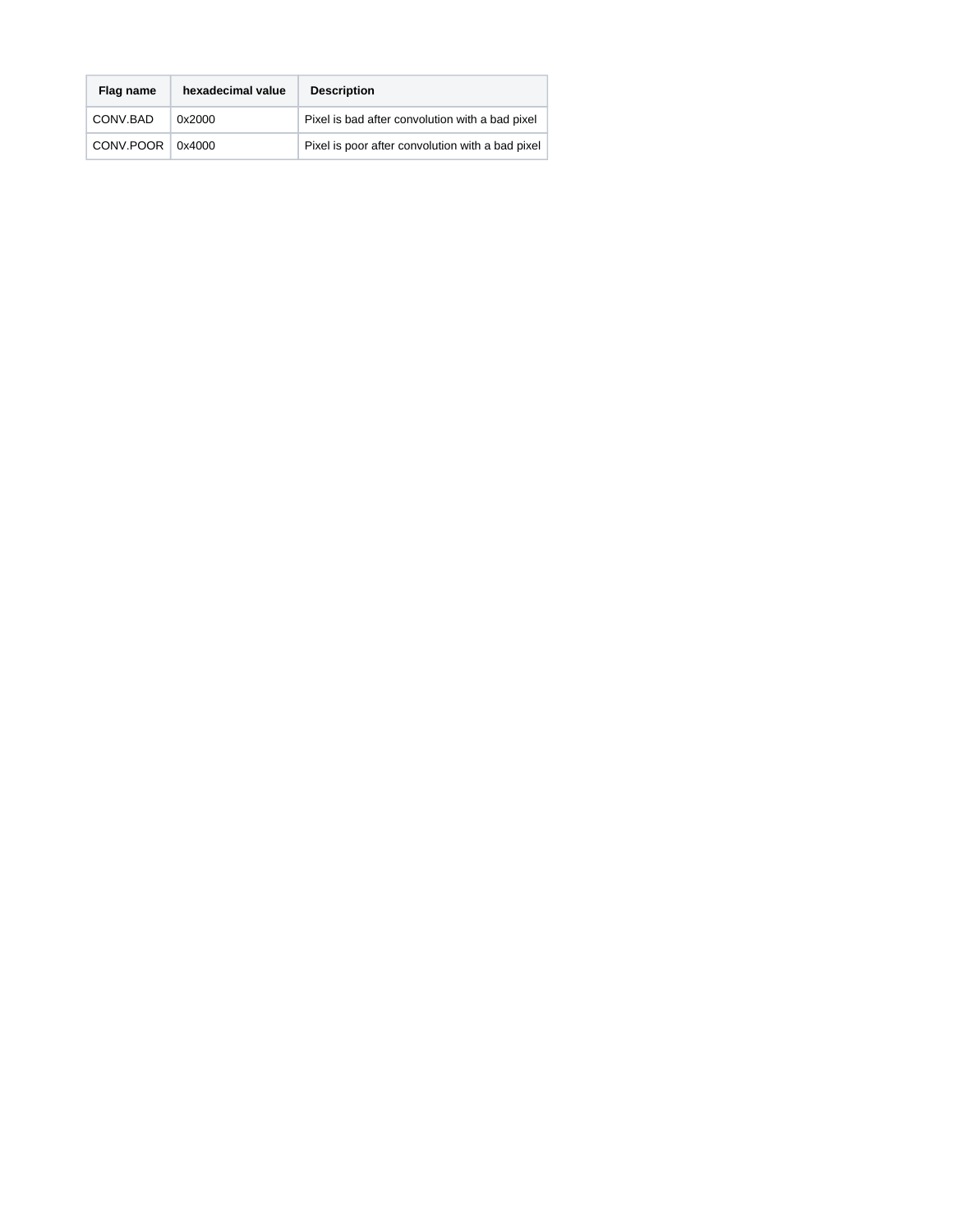| Flag name | hexadecimal value | Description |
| --- | --- | --- |
| CONV.BAD | 0x2000 | Pixel is bad after convolution with a bad pixel |
| CONV.POOR | 0x4000 | Pixel is poor after convolution with a bad pixel |